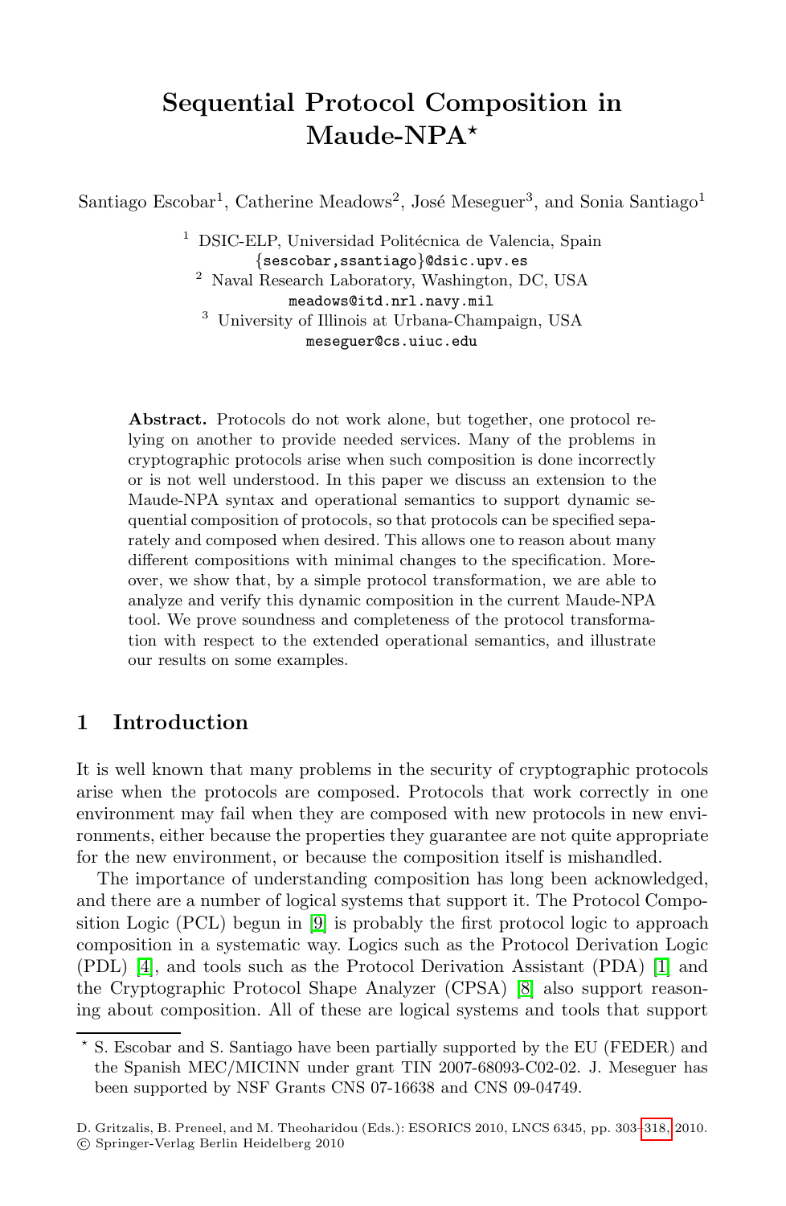# Sequential Protocol Composition in Maude-NPA*

Santiago Escobar[1], Catherine Meadows[2], José Meseguer[3], and Sonia Santiago[1]

[1] DSIC-ELP, Universidad Politécnica de Valencia, Spain
{sescobar,ssantiago}@dsic.upv.es

[2] Naval Research Laboratory, Washington, DC, USA
meadows@itd.nrl.navy.mil

[3] University of Illinois at Urbana-Champaign, USA
meseguer@cs.uiuc.edu

**Abstract.** Protocols do not work alone, but together, one protocol relying on another to provide needed services. Many of the problems in cryptographic protocols arise when such composition is done incorrectly or is not well understood. In this paper we discuss an extension to the Maude-NPA syntax and operational semantics to support dynamic sequential composition of protocols, so that protocols can be specified separately and composed when desired. This allows one to reason about many different compositions with minimal changes to the specification. Moreover, we show that, by a simple protocol transformation, we are able to analyze and verify this dynamic composition in the current Maude-NPA tool. We prove soundness and completeness of the protocol transformation with respect to the extended operational semantics, and illustrate our results on some examples.

## 1 Introduction

It is well known that many problems in the security of cryptographic protocols arise when the protocols are composed. Protocols that work correctly in one environment may fail when they are composed with new protocols in new environments, either because the properties they guarantee are not quite appropriate for the new environment, or because the composition itself is mishandled.

The importance of understanding composition has long been acknowledged, and there are a number of logical systems that support it. The Protocol Composition Logic (PCL) begun in [9] is probably the first protocol logic to approach composition in a systematic way. Logics such as the Protocol Derivation Logic (PDL) [4], and tools such as the Protocol Derivation Assistant (PDA) [1] and the Cryptographic Protocol Shape Analyzer (CPSA) [8] also support reasoning about composition. All of these are logical systems and tools that support

---

* S. Escobar and S. Santiago have been partially supported by the EU (FEDER) and the Spanish MEC/MICINN under grant TIN 2007-68093-C02-02. J. Meseguer has been supported by NSF Grants CNS 07-16638 and CNS 09-04749.

D. Gritzalis, B. Preneel, and M. Theoharidou (Eds.): ESORICS 2010, LNCS 6345, pp. 303–318, 2010.
© Springer-Verlag Berlin Heidelberg 2010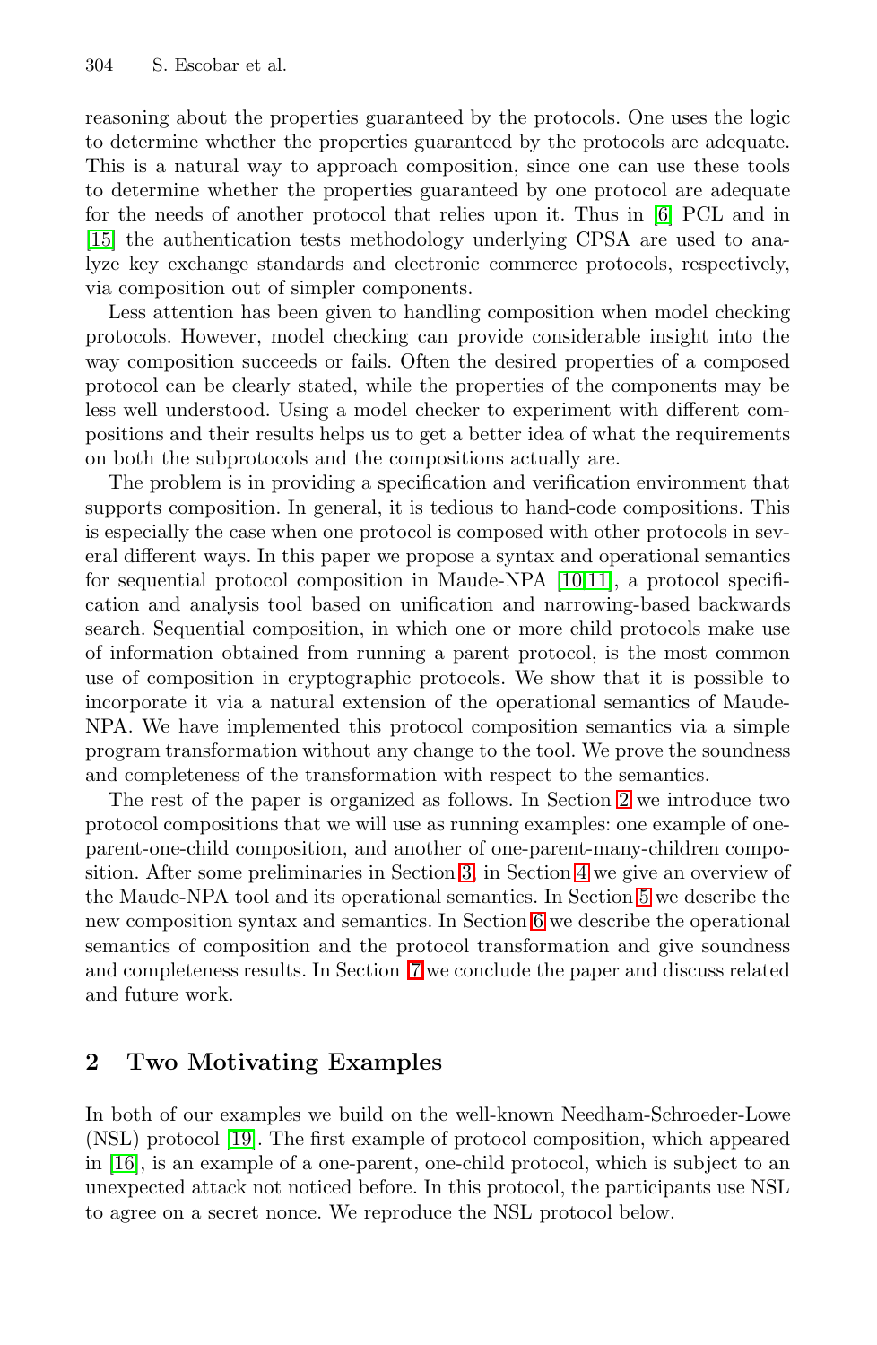reasoning about the properties guaranteed by the protocols. One uses the logic to determine whether the properties guaranteed by the protocols are adequate. This is a natural way to approach composition, since one can use these tools to determine whether the properties guaranteed by one protocol are adequate for the needs of another protocol that relies upon it. Thus in [6] PCL and in [15] the authentication tests methodology underlying CPSA are used to analyze key exchange standards and electronic commerce protocols, respectively, via composition out of simpler components.

Less attention has been given to handling composition when model checking protocols. However, model checking can provide considerable insight into the way composition succeeds or fails. Often the desired properties of a composed protocol can be clearly stated, while the properties of the components may be less well understood. Using a model checker to experiment with different compositions and their results helps us to get a better idea of what the requirements on both the subprotocols and the compositions actually are.

The problem is in providing a specification and verification environment that supports composition. In general, it is tedious to hand-code compositions. This is especially the case when one protocol is composed with other protocols in several different ways. In this paper we propose a syntax and operational semantics for sequential protocol composition in Maude-NPA [10,11], a protocol specification and analysis tool based on unification and narrowing-based backwards search. Sequential composition, in which one or more child protocols make use of information obtained from running a parent protocol, is the most common use of composition in cryptographic protocols. We show that it is possible to incorporate it via a natural extension of the operational semantics of Maude-NPA. We have implemented this protocol composition semantics via a simple program transformation without any change to the tool. We prove the soundness and completeness of the transformation with respect to the semantics.

The rest of the paper is organized as follows. In Section 2 we introduce two protocol compositions that we will use as running examples: one example of one-parent-one-child composition, and another of one-parent-many-children composition. After some preliminaries in Section 3, in Section 4 we give an overview of the Maude-NPA tool and its operational semantics. In Section 5 we describe the new composition syntax and semantics. In Section 6 we describe the operational semantics of composition and the protocol transformation and give soundness and completeness results. In Section 7 we conclude the paper and discuss related and future work.

## 2 Two Motivating Examples

In both of our examples we build on the well-known Needham-Schroeder-Lowe (NSL) protocol [19]. The first example of protocol composition, which appeared in [16], is an example of a one-parent, one-child protocol, which is subject to an unexpected attack not noticed before. In this protocol, the participants use NSL to agree on a secret nonce. We reproduce the NSL protocol below.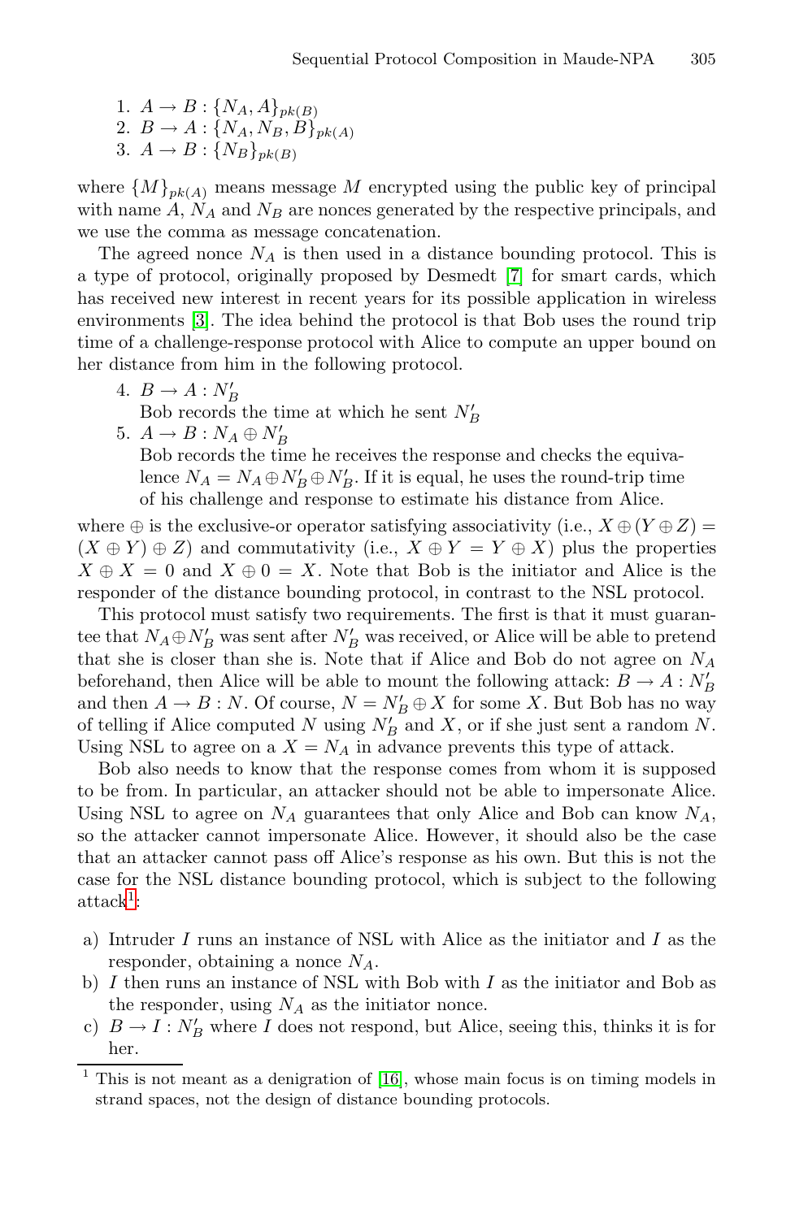1. $A \to B : \{N_A, A\}_{pk(B)}$
2. $B \to A : \{N_A, N_B, B\}_{pk(A)}$
3. $A \to B : \{N_B\}_{pk(B)}$

where $\{M\}_{pk(A)}$ means message $M$ encrypted using the public key of principal with name $A$, $N_A$ and $N_B$ are nonces generated by the respective principals, and we use the comma as message concatenation.

The agreed nonce $N_A$ is then used in a distance bounding protocol. This is a type of protocol, originally proposed by Desmedt [7] for smart cards, which has received new interest in recent years for its possible application in wireless environments [3]. The idea behind the protocol is that Bob uses the round trip time of a challenge-response protocol with Alice to compute an upper bound on her distance from him in the following protocol.

4. $B \to A : N'_B$
   Bob records the time at which he sent $N'_B$
5. $A \to B : N_A \oplus N'_B$
   Bob records the time he receives the response and checks the equivalence $N_A = N_A \oplus N'_B \oplus N'_B$. If it is equal, he uses the round-trip time of his challenge and response to estimate his distance from Alice.

where $\oplus$ is the exclusive-or operator satisfying associativity (i.e., $X \oplus (Y \oplus Z) = (X \oplus Y) \oplus Z$) and commutativity (i.e., $X \oplus Y = Y \oplus X$) plus the properties $X \oplus X = 0$ and $X \oplus 0 = X$. Note that Bob is the initiator and Alice is the responder of the distance bounding protocol, in contrast to the NSL protocol.

This protocol must satisfy two requirements. The first is that it must guarantee that $N_A \oplus N'_B$ was sent after $N'_B$ was received, or Alice will be able to pretend that she is closer than she is. Note that if Alice and Bob do not agree on $N_A$ beforehand, then Alice will be able to mount the following attack: $B \to A : N'_B$ and then $A \to B : N$. Of course, $N = N'_B \oplus X$ for some $X$. But Bob has no way of telling if Alice computed $N$ using $N'_B$ and $X$, or if she just sent a random $N$. Using NSL to agree on a $X = N_A$ in advance prevents this type of attack.

Bob also needs to know that the response comes from whom it is supposed to be from. In particular, an attacker should not be able to impersonate Alice. Using NSL to agree on $N_A$ guarantees that only Alice and Bob can know $N_A$, so the attacker cannot impersonate Alice. However, it should also be the case that an attacker cannot pass off Alice's response as his own. But this is not the case for the NSL distance bounding protocol, which is subject to the following attack[1]:

a) Intruder $I$ runs an instance of NSL with Alice as the initiator and $I$ as the responder, obtaining a nonce $N_A$.
b) $I$ then runs an instance of NSL with Bob with $I$ as the initiator and Bob as the responder, using $N_A$ as the initiator nonce.
c) $B \to I : N'_B$ where $I$ does not respond, but Alice, seeing this, thinks it is for her.

[1] This is not meant as a denigration of [16], whose main focus is on timing models in strand spaces, not the design of distance bounding protocols.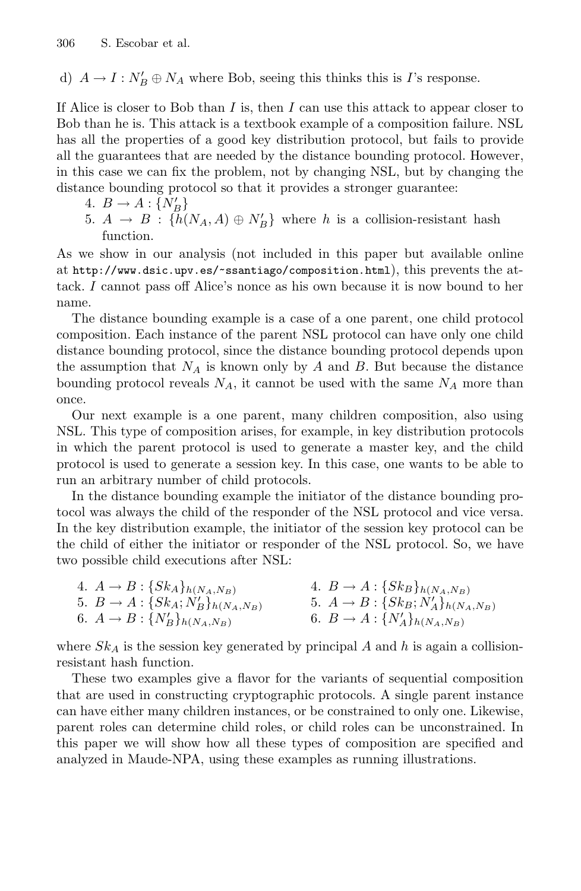d) $A \to I : N'_B \oplus N_A$ where Bob, seeing this thinks this is $I$'s response.

If Alice is closer to Bob than $I$ is, then $I$ can use this attack to appear closer to Bob than he is. This attack is a textbook example of a composition failure. NSL has all the properties of a good key distribution protocol, but fails to provide all the guarantees that are needed by the distance bounding protocol. However, in this case we can fix the problem, not by changing NSL, but by changing the distance bounding protocol so that it provides a stronger guarantee:

4. $B \to A : \{N'_B\}$
5. $A \to B : \{h(N_A, A) \oplus N'_B\}$ where $h$ is a collision-resistant hash function.

As we show in our analysis (not included in this paper but available online at http://www.dsic.upv.es/~ssantiago/composition.html), this prevents the attack. $I$ cannot pass off Alice's nonce as his own because it is now bound to her name.

The distance bounding example is a case of a one parent, one child protocol composition. Each instance of the parent NSL protocol can have only one child distance bounding protocol, since the distance bounding protocol depends upon the assumption that $N_A$ is known only by $A$ and $B$. But because the distance bounding protocol reveals $N_A$, it cannot be used with the same $N_A$ more than once.

Our next example is a one parent, many children composition, also using NSL. This type of composition arises, for example, in key distribution protocols in which the parent protocol is used to generate a master key, and the child protocol is used to generate a session key. In this case, one wants to be able to run an arbitrary number of child protocols.

In the distance bounding example the initiator of the distance bounding protocol was always the child of the responder of the NSL protocol and vice versa. In the key distribution example, the initiator of the session key protocol can be the child of either the initiator or responder of the NSL protocol. So, we have two possible child executions after NSL:

4. $A \to B : \{Sk_A\}_{h(N_A,N_B)}$
5. $B \to A : \{Sk_A; N'_B\}_{h(N_A,N_B)}$
6. $A \to B : \{N'_B\}_{h(N_A,N_B)}$

4. $B \to A : \{Sk_B\}_{h(N_A,N_B)}$
5. $A \to B : \{Sk_B; N'_A\}_{h(N_A,N_B)}$
6. $B \to A : \{N'_A\}_{h(N_A,N_B)}$

where $Sk_A$ is the session key generated by principal $A$ and $h$ is again a collision-resistant hash function.

These two examples give a flavor for the variants of sequential composition that are used in constructing cryptographic protocols. A single parent instance can have either many children instances, or be constrained to only one. Likewise, parent roles can determine child roles, or child roles can be unconstrained. In this paper we will show how all these types of composition are specified and analyzed in Maude-NPA, using these examples as running illustrations.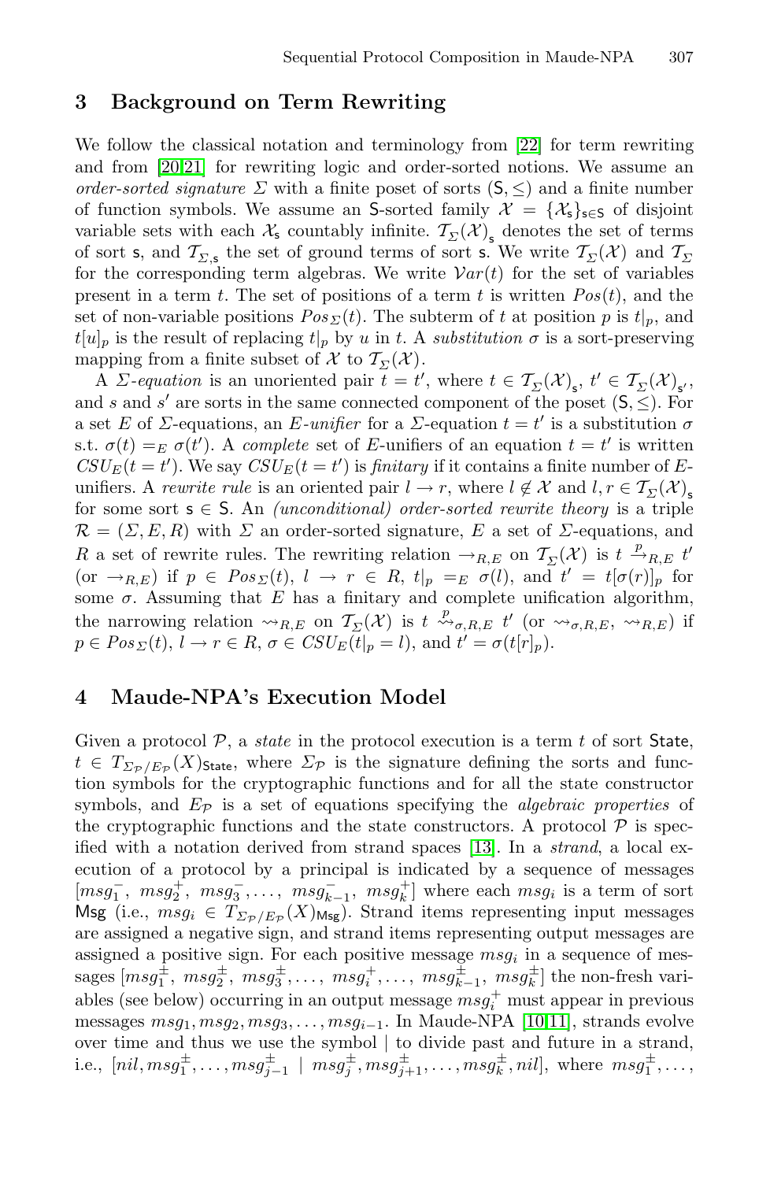## 3 Background on Term Rewriting

We follow the classical notation and terminology from [22] for term rewriting and from [20,21] for rewriting logic and order-sorted notions. We assume an *order-sorted signature* $\Sigma$ with a finite poset of sorts $(\mathsf{S}, \leq)$ and a finite number of function symbols. We assume an $\mathsf{S}$-sorted family $\mathcal{X} = \{\mathcal{X}_\mathsf{s}\}_{\mathsf{s} \in \mathsf{S}}$ of disjoint variable sets with each $\mathcal{X}_\mathsf{s}$ countably infinite. $\mathcal{T}_\Sigma(\mathcal{X})_\mathsf{s}$ denotes the set of terms of sort $\mathsf{s}$, and $\mathcal{T}_{\Sigma,\mathsf{s}}$ the set of ground terms of sort $\mathsf{s}$. We write $\mathcal{T}_\Sigma(\mathcal{X})$ and $\mathcal{T}_\Sigma$ for the corresponding term algebras. We write $\mathcal{V}ar(t)$ for the set of variables present in a term $t$. The set of positions of a term $t$ is written $Pos(t)$, and the set of non-variable positions $Pos_\Sigma(t)$. The subterm of $t$ at position $p$ is $t|_p$, and $t[u]_p$ is the result of replacing $t|_p$ by $u$ in $t$. A *substitution* $\sigma$ is a sort-preserving mapping from a finite subset of $\mathcal{X}$ to $\mathcal{T}_\Sigma(\mathcal{X})$.

A $\Sigma$-*equation* is an unoriented pair $t = t'$, where $t \in \mathcal{T}_\Sigma(\mathcal{X})_\mathsf{s}$, $t' \in \mathcal{T}_\Sigma(\mathcal{X})_{\mathsf{s}'}$, and $s$ and $s'$ are sorts in the same connected component of the poset $(\mathsf{S}, \leq)$. For a set $E$ of $\Sigma$-equations, an $E$-*unifier* for a $\Sigma$-equation $t = t'$ is a substitution $\sigma$ s.t. $\sigma(t) =_E \sigma(t')$. A *complete* set of $E$-unifiers of an equation $t = t'$ is written $CSU_E(t = t')$. We say $CSU_E(t = t')$ is *finitary* if it contains a finite number of $E$-unifiers. A *rewrite rule* is an oriented pair $l \to r$, where $l \notin \mathcal{X}$ and $l, r \in \mathcal{T}_\Sigma(\mathcal{X})_\mathsf{s}$ for some sort $\mathsf{s} \in \mathsf{S}$. An *(unconditional) order-sorted rewrite theory* is a triple $\mathcal{R} = (\Sigma, E, R)$ with $\Sigma$ an order-sorted signature, $E$ a set of $\Sigma$-equations, and $R$ a set of rewrite rules. The rewriting relation $\to_{R,E}$ on $\mathcal{T}_\Sigma(\mathcal{X})$ is $t \xrightarrow{p}_{R,E} t'$ (or $\to_{R,E}$) if $p \in Pos_\Sigma(t)$, $l \to r \in R$, $t|_p =_E \sigma(l)$, and $t' = t[\sigma(r)]_p$ for some $\sigma$. Assuming that $E$ has a finitary and complete unification algorithm, the narrowing relation $\rightsquigarrow_{R,E}$ on $\mathcal{T}_\Sigma(\mathcal{X})$ is $t \overset{p}{\rightsquigarrow}_{\sigma,R,E} t'$ (or $\rightsquigarrow_{\sigma,R,E}$, $\rightsquigarrow_{R,E}$) if $p \in Pos_\Sigma(t)$, $l \to r \in R$, $\sigma \in CSU_E(t|_p = l)$, and $t' = \sigma(t[r]_p)$.

## 4 Maude-NPA's Execution Model

Given a protocol $\mathcal{P}$, a *state* in the protocol execution is a term $t$ of sort $\mathsf{State}$, $t \in T_{\Sigma_\mathcal{P}/E_\mathcal{P}}(X)_\mathsf{State}$, where $\Sigma_\mathcal{P}$ is the signature defining the sorts and function symbols for the cryptographic functions and for all the state constructor symbols, and $E_\mathcal{P}$ is a set of equations specifying the *algebraic properties* of the cryptographic functions and the state constructors. A protocol $\mathcal{P}$ is specified with a notation derived from strand spaces [13]. In a *strand*, a local execution of a protocol by a principal is indicated by a sequence of messages $[msg_1^-,\ msg_2^+,\ msg_3^-, \ldots,\ msg_{k-1}^-,\ msg_k^+]$ where each $msg_i$ is a term of sort $\mathsf{Msg}$ (i.e., $msg_i \in T_{\Sigma_\mathcal{P}/E_\mathcal{P}}(X)_\mathsf{Msg}$). Strand items representing input messages are assigned a negative sign, and strand items representing output messages are assigned a positive sign. For each positive message $msg_i$ in a sequence of messages $[msg_1^\pm,\ msg_2^\pm,\ msg_3^\pm, \ldots,\ msg_i^+, \ldots,\ msg_{k-1}^\pm,\ msg_k^\pm]$ the non-fresh variables (see below) occurring in an output message $msg_i^+$ must appear in previous messages $msg_1, msg_2, msg_3, \ldots, msg_{i-1}$. In Maude-NPA [10,11], strands evolve over time and thus we use the symbol $|$ to divide past and future in a strand, i.e., $[nil, msg_1^\pm, \ldots, msg_{j-1}^\pm \mid msg_j^\pm, msg_{j+1}^\pm, \ldots, msg_k^\pm, nil]$, where $msg_1^\pm, \ldots,$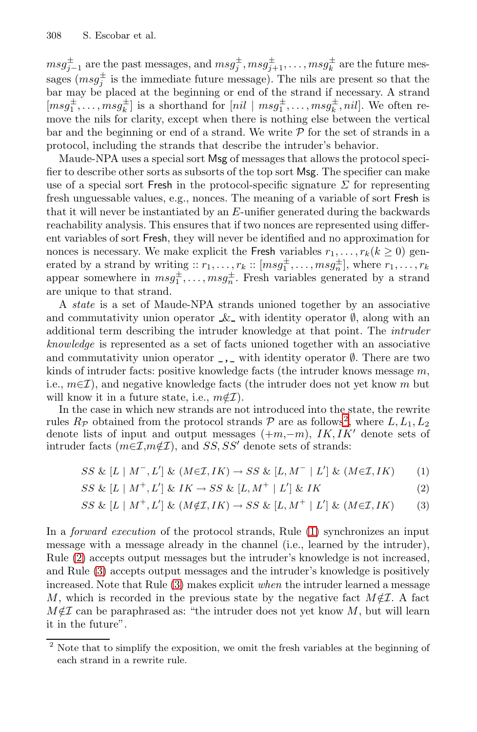$msg^{\pm}_{j-1}$ are the past messages, and $msg^{\pm}_{j}, msg^{\pm}_{j+1}, \ldots, msg^{\pm}_{k}$ are the future messages ($msg^{\pm}_{j}$ is the immediate future message). The nils are present so that the bar may be placed at the beginning or end of the strand if necessary. A strand $[msg^{\pm}_1, \ldots, msg^{\pm}_k]$ is a shorthand for $[nil \mid msg^{\pm}_1, \ldots, msg^{\pm}_k, nil]$. We often remove the nils for clarity, except when there is nothing else between the vertical bar and the beginning or end of a strand. We write $\mathcal{P}$ for the set of strands in a protocol, including the strands that describe the intruder's behavior.

Maude-NPA uses a special sort Msg of messages that allows the protocol specifier to describe other sorts as subsorts of the top sort Msg. The specifier can make use of a special sort Fresh in the protocol-specific signature $\Sigma$ for representing fresh unguessable values, e.g., nonces. The meaning of a variable of sort Fresh is that it will never be instantiated by an $E$-unifier generated during the backwards reachability analysis. This ensures that if two nonces are represented using different variables of sort Fresh, they will never be identified and no approximation for nonces is necessary. We make explicit the Fresh variables $r_1, \ldots, r_k (k \geq 0)$ generated by a strand by writing $:: r_1, \ldots, r_k :: [msg^{\pm}_1, \ldots, msg^{\pm}_n]$, where $r_1, \ldots, r_k$ appear somewhere in $msg^{\pm}_1, \ldots, msg^{\pm}_n$. Fresh variables generated by a strand are unique to that strand.

A *state* is a set of Maude-NPA strands unioned together by an associative and commutativity union operator $\_\&\_$ with identity operator $\emptyset$, along with an additional term describing the intruder knowledge at that point. The *intruder knowledge* is represented as a set of facts unioned together with an associative and commutativity union operator $\_,\_$ with identity operator $\emptyset$. There are two kinds of intruder facts: positive knowledge facts (the intruder knows message $m$, i.e., $m \in \mathcal{I}$), and negative knowledge facts (the intruder does not yet know $m$ but will know it in a future state, i.e., $m \notin \mathcal{I}$).

In the case in which new strands are not introduced into the state, the rewrite rules $R_{\mathcal{P}}$ obtained from the protocol strands $\mathcal{P}$ are as follows[2], where $L, L_1, L_2$ denote lists of input and output messages ($+m$,$-m$), $IK, IK'$ denote sets of intruder facts ($m \in \mathcal{I}$,$m \notin \mathcal{I}$), and $SS, SS'$ denote sets of strands:

$$SS \;\&\; [L \mid M^-, L'] \;\&\; (M \in \mathcal{I}, IK) \rightarrow SS \;\&\; [L, M^- \mid L'] \;\&\; (M \in \mathcal{I}, IK) \quad (1)$$

$$SS \;\&\; [L \mid M^+, L'] \;\&\; IK \rightarrow SS \;\&\; [L, M^+ \mid L'] \;\&\; IK \quad (2)$$

$$SS \;\&\; [L \mid M^+, L'] \;\&\; (M \notin \mathcal{I}, IK) \rightarrow SS \;\&\; [L, M^+ \mid L'] \;\&\; (M \in \mathcal{I}, IK) \quad (3)$$

In a *forward execution* of the protocol strands, Rule (1) synchronizes an input message with a message already in the channel (i.e., learned by the intruder), Rule (2) accepts output messages but the intruder's knowledge is not increased, and Rule (3) accepts output messages and the intruder's knowledge is positively increased. Note that Rule (3) makes explicit *when* the intruder learned a message $M$, which is recorded in the previous state by the negative fact $M \notin \mathcal{I}$. A fact $M \notin \mathcal{I}$ can be paraphrased as: "the intruder does not yet know $M$, but will learn it in the future".

[2] Note that to simplify the exposition, we omit the fresh variables at the beginning of each strand in a rewrite rule.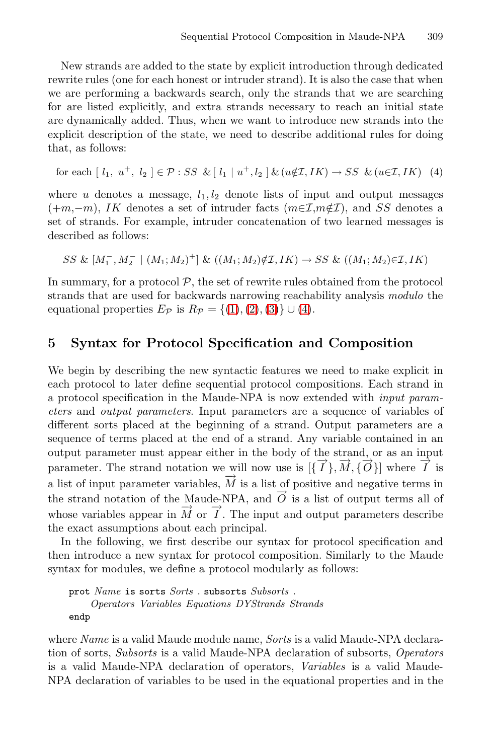New strands are added to the state by explicit introduction through dedicated rewrite rules (one for each honest or intruder strand). It is also the case that when we are performing a backwards search, only the strands that we are searching for are listed explicitly, and extra strands necessary to reach an initial state are dynamically added. Thus, when we want to introduce new strands into the explicit description of the state, we need to describe additional rules for doing that, as follows:

$$\text{for each } [\ l_1,\ u^+,\ l_2\ ] \in \mathcal{P} : SS\ \ \&\,[\ l_1\ |\ u^+, l_2\ ]\,\&\,(u \notin \mathcal{I}, IK) \rightarrow SS\ \ \&\,(u \in \mathcal{I}, IK) \quad (4)$$

where $u$ denotes a message, $l_1, l_2$ denote lists of input and output messages ($+m$,$-m$), $IK$ denotes a set of intruder facts ($m \in \mathcal{I}$,$m \notin \mathcal{I}$), and $SS$ denotes a set of strands. For example, intruder concatenation of two learned messages is described as follows:

$$SS\ \&\ [M_1^-, M_2^-\ |\ (M_1; M_2)^+]\ \&\ ((M_1; M_2) \notin \mathcal{I}, IK) \rightarrow SS\ \&\ ((M_1; M_2) \in \mathcal{I}, IK)$$

In summary, for a protocol $\mathcal{P}$, the set of rewrite rules obtained from the protocol strands that are used for backwards narrowing reachability analysis *modulo* the equational properties $E_{\mathcal{P}}$ is $R_{\mathcal{P}} = \{(1), (2), (3)\} \cup (4)$.

## 5 Syntax for Protocol Specification and Composition

We begin by describing the new syntactic features we need to make explicit in each protocol to later define sequential protocol compositions. Each strand in a protocol specification in the Maude-NPA is now extended with *input parameters* and *output parameters*. Input parameters are a sequence of variables of different sorts placed at the beginning of a strand. Output parameters are a sequence of terms placed at the end of a strand. Any variable contained in an output parameter must appear either in the body of the strand, or as an input parameter. The strand notation we will now use is $[\{\overrightarrow{I}\}, \overrightarrow{M}, \{\overrightarrow{O}\}]$ where $\overrightarrow{I}$ is a list of input parameter variables, $\overrightarrow{M}$ is a list of positive and negative terms in the strand notation of the Maude-NPA, and $\overrightarrow{O}$ is a list of output terms all of whose variables appear in $\overrightarrow{M}$ or $\overrightarrow{I}$. The input and output parameters describe the exact assumptions about each principal.

In the following, we first describe our syntax for protocol specification and then introduce a new syntax for protocol composition. Similarly to the Maude syntax for modules, we define a protocol modularly as follows:

```
prot Name is sorts Sorts . subsorts Subsorts .
    Operators Variables Equations DYStrands Strands
endp
```

where *Name* is a valid Maude module name, *Sorts* is a valid Maude-NPA declaration of sorts, *Subsorts* is a valid Maude-NPA declaration of subsorts, *Operators* is a valid Maude-NPA declaration of operators, *Variables* is a valid Maude-NPA declaration of variables to be used in the equational properties and in the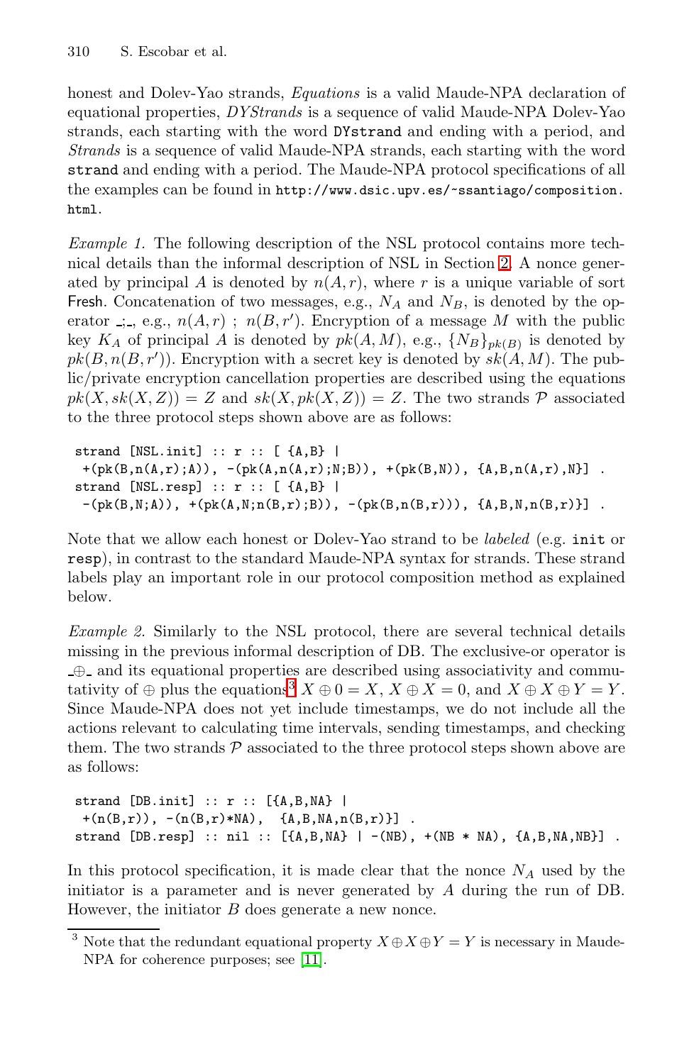honest and Dolev-Yao strands, *Equations* is a valid Maude-NPA declaration of equational properties, *DYStrands* is a sequence of valid Maude-NPA Dolev-Yao strands, each starting with the word `DYstrand` and ending with a period, and *Strands* is a sequence of valid Maude-NPA strands, each starting with the word `strand` and ending with a period. The Maude-NPA protocol specifications of all the examples can be found in `http://www.dsic.upv.es/~ssantiago/composition.html`.

*Example 1.* The following description of the NSL protocol contains more technical details than the informal description of NSL in Section 2. A nonce generated by principal $A$ is denoted by $n(A, r)$, where $r$ is a unique variable of sort Fresh. Concatenation of two messages, e.g., $N_A$ and $N_B$, is denoted by the operator $\_;\_$, e.g., $n(A, r)\ ;\ n(B, r')$. Encryption of a message $M$ with the public key $K_A$ of principal $A$ is denoted by $pk(A, M)$, e.g., $\{N_B\}_{pk(B)}$ is denoted by $pk(B, n(B, r'))$. Encryption with a secret key is denoted by $sk(A, M)$. The public/private encryption cancellation properties are described using the equations $pk(X, sk(X, Z)) = Z$ and $sk(X, pk(X, Z)) = Z$. The two strands $\mathcal{P}$ associated to the three protocol steps shown above are as follows:

```
strand [NSL.init] :: r :: [ {A,B} |
 +(pk(B,n(A,r);A)), -(pk(A,n(A,r);N;B)), +(pk(B,N)), {A,B,n(A,r),N}] .
strand [NSL.resp] :: r :: [ {A,B} |
 -(pk(B,N;A)), +(pk(A,N;n(B,r);B)), -(pk(B,n(B,r))), {A,B,N,n(B,r)}] .
```

Note that we allow each honest or Dolev-Yao strand to be *labeled* (e.g. `init` or `resp`), in contrast to the standard Maude-NPA syntax for strands. These strand labels play an important role in our protocol composition method as explained below.

*Example 2.* Similarly to the NSL protocol, there are several technical details missing in the previous informal description of DB. The exclusive-or operator is $\_\oplus\_$ and its equational properties are described using associativity and commutativity of $\oplus$ plus the equations[3] $X \oplus 0 = X$, $X \oplus X = 0$, and $X \oplus X \oplus Y = Y$. Since Maude-NPA does not yet include timestamps, we do not include all the actions relevant to calculating time intervals, sending timestamps, and checking them. The two strands $\mathcal{P}$ associated to the three protocol steps shown above are as follows:

```
strand [DB.init] :: r :: [{A,B,NA} |
 +(n(B,r)), -(n(B,r)*NA),  {A,B,NA,n(B,r)}] .
strand [DB.resp] :: nil :: [{A,B,NA} | -(NB), +(NB * NA), {A,B,NA,NB}] .
```

In this protocol specification, it is made clear that the nonce $N_A$ used by the initiator is a parameter and is never generated by $A$ during the run of DB. However, the initiator $B$ does generate a new nonce.

[3] Note that the redundant equational property $X \oplus X \oplus Y = Y$ is necessary in Maude-NPA for coherence purposes; see [11].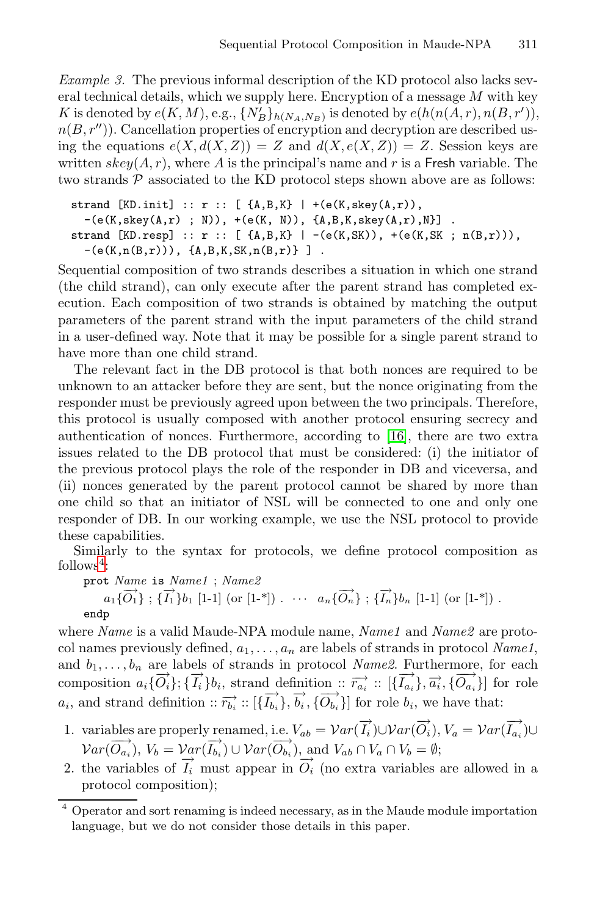*Example 3.* The previous informal description of the KD protocol also lacks several technical details, which we supply here. Encryption of a message $M$ with key $K$ is denoted by $e(K, M)$, e.g., $\{N'_B\}_{h(N_A,N_B)}$ is denoted by $e(h(n(A, r), n(B, r')), n(B, r''))$. Cancellation properties of encryption and decryption are described using the equations $e(X, d(X, Z)) = Z$ and $d(X, e(X, Z)) = Z$. Session keys are written $skey(A, r)$, where $A$ is the principal's name and $r$ is a Fresh variable. The two strands $\mathcal{P}$ associated to the KD protocol steps shown above are as follows:

```
strand [KD.init] :: r :: [ {A,B,K} | +(e(K,skey(A,r)),
  -(e(K,skey(A,r) ; N)), +(e(K, N)), {A,B,K,skey(A,r),N}] .
strand [KD.resp] :: r :: [ {A,B,K} | -(e(K,SK)), +(e(K,SK ; n(B,r))),
  -(e(K,n(B,r))), {A,B,K,SK,n(B,r)} ] .
```

Sequential composition of two strands describes a situation in which one strand (the child strand), can only execute after the parent strand has completed execution. Each composition of two strands is obtained by matching the output parameters of the parent strand with the input parameters of the child strand in a user-defined way. Note that it may be possible for a single parent strand to have more than one child strand.

The relevant fact in the DB protocol is that both nonces are required to be unknown to an attacker before they are sent, but the nonce originating from the responder must be previously agreed upon between the two principals. Therefore, this protocol is usually composed with another protocol ensuring secrecy and authentication of nonces. Furthermore, according to [16], there are two extra issues related to the DB protocol that must be considered: (i) the initiator of the previous protocol plays the role of the responder in DB and viceversa, and (ii) nonces generated by the parent protocol cannot be shared by more than one child so that an initiator of NSL will be connected to one and only one responder of DB. In our working example, we use the NSL protocol to provide these capabilities.

Similarly to the syntax for protocols, we define protocol composition as follows[4]:

**prot** *Name* **is** *Name1* ; *Name2*
  $a_1\{\overrightarrow{O_1}\}$ ; $\{\overrightarrow{I_1}\}b_1$ [1-1] (or [1-*]) . $\cdots$ $a_n\{\overrightarrow{O_n}\}$ ; $\{\overrightarrow{I_n}\}b_n$ [1-1] (or [1-*]) .
**endp**

where *Name* is a valid Maude-NPA module name, *Name1* and *Name2* are protocol names previously defined, $a_1, \ldots, a_n$ are labels of strands in protocol *Name1*, and $b_1, \ldots, b_n$ are labels of strands in protocol *Name2*. Furthermore, for each composition $a_i\{\overrightarrow{O_i}\}; \{\overrightarrow{I_i}\}b_i$, strand definition $:: \overrightarrow{r_{a_i}} :: [\{\overrightarrow{I_{a_i}}\}, \overrightarrow{a_i}, \{\overrightarrow{O_{a_i}}\}]$ for role $a_i$, and strand definition $:: \overrightarrow{r_{b_i}} :: [\{\overrightarrow{I_{b_i}}\}, \overrightarrow{b_i}, \{\overrightarrow{O_{b_i}}\}]$ for role $b_i$, we have that:

1. variables are properly renamed, i.e. $V_{ab} = \mathcal{V}ar(\overrightarrow{I_i}) \cup \mathcal{V}ar(\overrightarrow{O_i})$, $V_a = \mathcal{V}ar(\overrightarrow{I_{a_i}}) \cup \mathcal{V}ar(\overrightarrow{O_{a_i}})$, $V_b = \mathcal{V}ar(\overrightarrow{I_{b_i}}) \cup \mathcal{V}ar(\overrightarrow{O_{b_i}})$, and $V_{ab} \cap V_a \cap V_b = \emptyset$;
2. the variables of $\overrightarrow{I_i}$ must appear in $\overrightarrow{O_i}$ (no extra variables are allowed in a protocol composition);

[4] Operator and sort renaming is indeed necessary, as in the Maude module importation language, but we do not consider those details in this paper.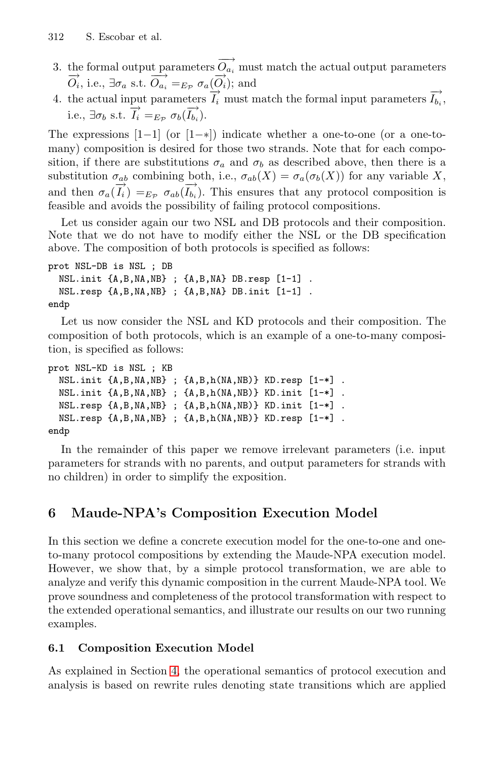3. the formal output parameters $\overrightarrow{O_{a_i}}$ must match the actual output parameters $\overrightarrow{O_i}$, i.e., $\exists \sigma_a$ s.t. $\overrightarrow{O_{a_i}} =_{E_\mathcal{P}} \sigma_a(\overrightarrow{O_i})$; and
4. the actual input parameters $\overrightarrow{I_i}$ must match the formal input parameters $\overrightarrow{I_{b_i}}$, i.e., $\exists \sigma_b$ s.t. $\overrightarrow{I_i} =_{E_\mathcal{P}} \sigma_b(\overrightarrow{I_{b_i}})$.

The expressions [1−1] (or [1−∗]) indicate whether a one-to-one (or a one-to-many) composition is desired for those two strands. Note that for each composition, if there are substitutions $\sigma_a$ and $\sigma_b$ as described above, then there is a substitution $\sigma_{ab}$ combining both, i.e., $\sigma_{ab}(X) = \sigma_a(\sigma_b(X))$ for any variable $X$, and then $\sigma_a(\overrightarrow{I_i}) =_{E_\mathcal{P}} \sigma_{ab}(\overrightarrow{I_{b_i}})$. This ensures that any protocol composition is feasible and avoids the possibility of failing protocol compositions.

Let us consider again our two NSL and DB protocols and their composition. Note that we do not have to modify either the NSL or the DB specification above. The composition of both protocols is specified as follows:

```
prot NSL-DB is NSL ; DB
  NSL.init {A,B,NA,NB} ; {A,B,NA} DB.resp [1-1] .
  NSL.resp {A,B,NA,NB} ; {A,B,NA} DB.init [1-1] .
endp
```

Let us now consider the NSL and KD protocols and their composition. The composition of both protocols, which is an example of a one-to-many composition, is specified as follows:

```
prot NSL-KD is NSL ; KB
  NSL.init {A,B,NA,NB} ; {A,B,h(NA,NB)} KD.resp [1-*] .
  NSL.init {A,B,NA,NB} ; {A,B,h(NA,NB)} KD.init [1-*] .
  NSL.resp {A,B,NA,NB} ; {A,B,h(NA,NB)} KD.init [1-*] .
  NSL.resp {A,B,NA,NB} ; {A,B,h(NA,NB)} KD.resp [1-*] .
endp
```

In the remainder of this paper we remove irrelevant parameters (i.e. input parameters for strands with no parents, and output parameters for strands with no children) in order to simplify the exposition.

## 6 Maude-NPA's Composition Execution Model

In this section we define a concrete execution model for the one-to-one and one-to-many protocol compositions by extending the Maude-NPA execution model. However, we show that, by a simple protocol transformation, we are able to analyze and verify this dynamic composition in the current Maude-NPA tool. We prove soundness and completeness of the protocol transformation with respect to the extended operational semantics, and illustrate our results on our two running examples.

### 6.1 Composition Execution Model

As explained in Section 4, the operational semantics of protocol execution and analysis is based on rewrite rules denoting state transitions which are applied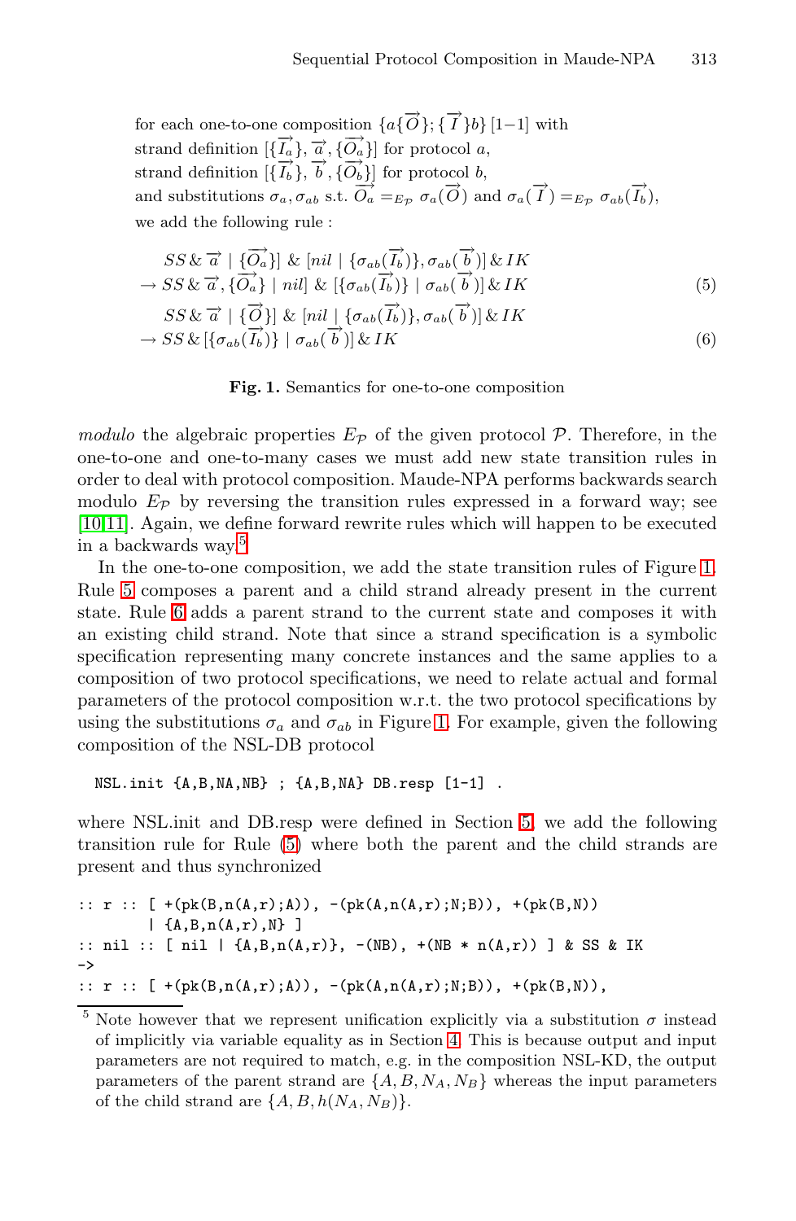for each one-to-one composition $\{a\{\overrightarrow{O}\};\{\overrightarrow{I}\}b\}\,[1{-}1]$ with
strand definition $[\{\overrightarrow{I_a}\}, \overrightarrow{a}, \{\overrightarrow{O_a}\}]$ for protocol $a$,
strand definition $[\{\overrightarrow{I_b}\}, \overrightarrow{b}, \{\overrightarrow{O_b}\}]$ for protocol $b$,
and substitutions $\sigma_a, \sigma_{ab}$ s.t. $\overrightarrow{O_a} =_{E_\mathcal{P}} \sigma_a(\overrightarrow{O})$ and $\sigma_a(\overrightarrow{I}) =_{E_\mathcal{P}} \sigma_{ab}(\overrightarrow{I_b})$,
we add the following rule :

$$\begin{aligned} & SS \,\&\, \overrightarrow{a} \mid \{\overrightarrow{O_a}\}] \;\&\; [nil \mid \{\sigma_{ab}(\overrightarrow{I_b})\}, \sigma_{ab}(\overrightarrow{b})] \,\&\, IK \\ \rightarrow\; & SS \,\&\, \overrightarrow{a}, \{\overrightarrow{O_a}\} \mid nil] \;\&\; [\{\sigma_{ab}(\overrightarrow{I_b})\} \mid \sigma_{ab}(\overrightarrow{b})] \,\&\, IK \end{aligned} \tag{5}$$

$$\begin{aligned} & SS \,\&\, \overrightarrow{a} \mid \{\overrightarrow{O}\}] \;\&\; [nil \mid \{\sigma_{ab}(\overrightarrow{I_b})\}, \sigma_{ab}(\overrightarrow{b})] \,\&\, IK \\ \rightarrow\; & SS \,\&\, [\{\sigma_{ab}(\overrightarrow{I_b})\} \mid \sigma_{ab}(\overrightarrow{b})] \,\&\, IK \end{aligned} \tag{6}$$

**Fig. 1.** Semantics for one-to-one composition

*modulo* the algebraic properties $E_\mathcal{P}$ of the given protocol $\mathcal{P}$. Therefore, in the one-to-one and one-to-many cases we must add new state transition rules in order to deal with protocol composition. Maude-NPA performs backwards search modulo $E_\mathcal{P}$ by reversing the transition rules expressed in a forward way; see [10,11]. Again, we define forward rewrite rules which will happen to be executed in a backwards way.[5]

In the one-to-one composition, we add the state transition rules of Figure 1. Rule 5 composes a parent and a child strand already present in the current state. Rule 6 adds a parent strand to the current state and composes it with an existing child strand. Note that since a strand specification is a symbolic specification representing many concrete instances and the same applies to a composition of two protocol specifications, we need to relate actual and formal parameters of the protocol composition w.r.t. the two protocol specifications by using the substitutions $\sigma_a$ and $\sigma_{ab}$ in Figure 1. For example, given the following composition of the NSL-DB protocol

```
NSL.init {A,B,NA,NB} ; {A,B,NA} DB.resp [1-1] .
```

where NSL.init and DB.resp were defined in Section 5, we add the following transition rule for Rule (5) where both the parent and the child strands are present and thus synchronized

```
:: r :: [ +(pk(B,n(A,r);A)), -(pk(A,n(A,r);N;B)), +(pk(B,N))
        | {A,B,n(A,r),N} ]
:: nil :: [ nil | {A,B,n(A,r)}, -(NB), +(NB * n(A,r)) ] & SS & IK
->
:: r :: [ +(pk(B,n(A,r);A)), -(pk(A,n(A,r);N;B)), +(pk(B,N)),
```

[5] Note however that we represent unification explicitly via a substitution $\sigma$ instead of implicitly via variable equality as in Section 4. This is because output and input parameters are not required to match, e.g. in the composition NSL-KD, the output parameters of the parent strand are $\{A, B, N_A, N_B\}$ whereas the input parameters of the child strand are $\{A, B, h(N_A, N_B)\}$.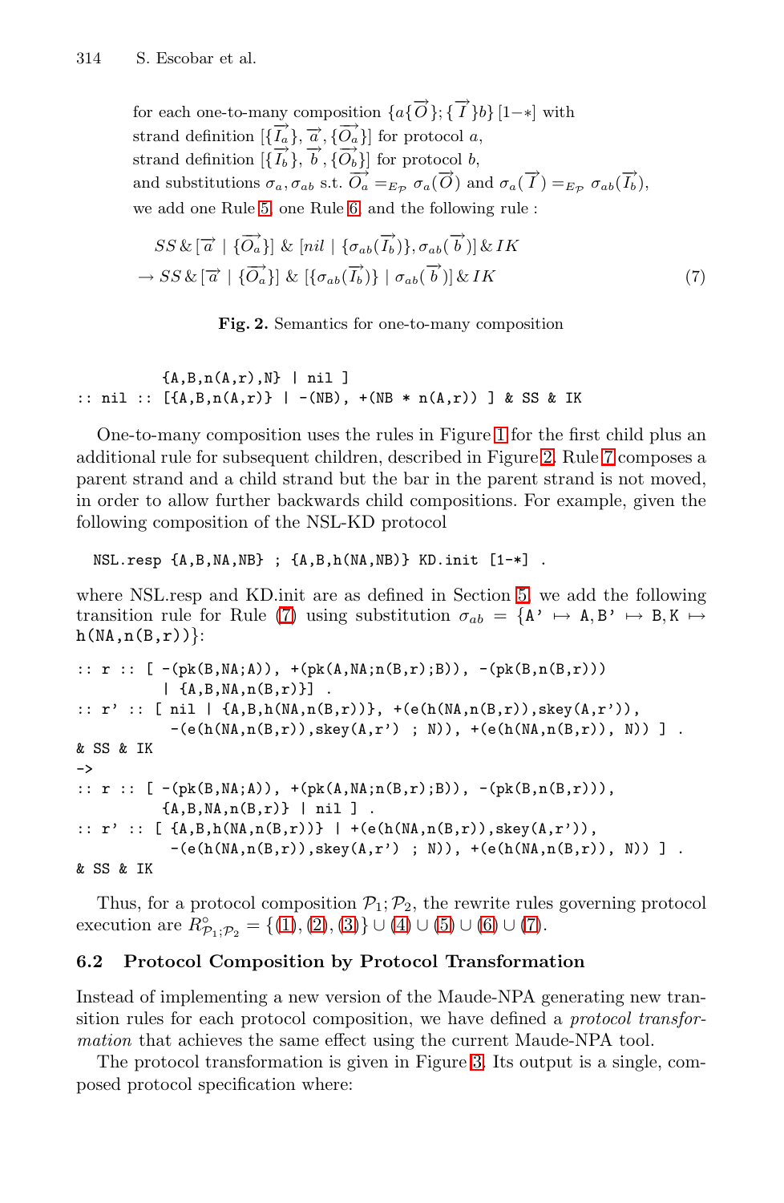for each one-to-many composition $\{a\{\overrightarrow{O}\};\{\overrightarrow{I}\}b\}\,[1{-}*]$ with
strand definition $[\{\overrightarrow{I_a}\}, \overrightarrow{a}, \{\overrightarrow{O_a}\}]$ for protocol $a$,
strand definition $[\{\overrightarrow{I_b}\}, \overrightarrow{b}, \{\overrightarrow{O_b}\}]$ for protocol $b$,
and substitutions $\sigma_a, \sigma_{ab}$ s.t. $\overrightarrow{O_a} =_{E_\mathcal{P}} \sigma_a(\overrightarrow{O})$ and $\sigma_a(\overrightarrow{I}) =_{E_\mathcal{P}} \sigma_{ab}(\overrightarrow{I_b})$,
we add one Rule 5, one Rule 6, and the following rule :

$$
\begin{aligned}
& SS\,\&\,[\overrightarrow{a} \mid \{\overrightarrow{O_a}\}]\ \&\ [nil \mid \{\sigma_{ab}(\overrightarrow{I_b})\}, \sigma_{ab}(\overrightarrow{b})]\,\&\,IK \\
\rightarrow\ & SS\,\&\,[\overrightarrow{a} \mid \{\overrightarrow{O_a}\}]\ \&\ [\{\sigma_{ab}(\overrightarrow{I_b})\} \mid \sigma_{ab}(\overrightarrow{b})]\,\&\,IK
\end{aligned} \tag{7}
$$

**Fig. 2.** Semantics for one-to-many composition

```
         {A,B,n(A,r),N} | nil ]
:: nil :: [{A,B,n(A,r)} | -(NB), +(NB * n(A,r)) ] & SS & IK
```

One-to-many composition uses the rules in Figure 1 for the first child plus an additional rule for subsequent children, described in Figure 2. Rule 7 composes a parent strand and a child strand but the bar in the parent strand is not moved, in order to allow further backwards child compositions. For example, given the following composition of the NSL-KD protocol

```
NSL.resp {A,B,NA,NB} ; {A,B,h(NA,NB)} KD.init [1-*] .
```

where NSL.resp and KD.init are as defined in Section 5, we add the following transition rule for Rule (7) using substitution $\sigma_{ab}$ = {A' ↦ A, B' ↦ B, K ↦ h(NA,n(B,r))}:

```
:: r :: [ -(pk(B,NA;A)), +(pk(A,NA;n(B,r);B)), -(pk(B,n(B,r)))
        | {A,B,NA,n(B,r)}] .
:: r' :: [ nil | {A,B,h(NA,n(B,r))}, +(e(h(NA,n(B,r)),skey(A,r')),
          -(e(h(NA,n(B,r)),skey(A,r') ; N)), +(e(h(NA,n(B,r)), N)) ] .
& SS & IK
->
:: r :: [ -(pk(B,NA;A)), +(pk(A,NA;n(B,r);B)), -(pk(B,n(B,r))),
         {A,B,NA,n(B,r)} | nil ] .
:: r' :: [ {A,B,h(NA,n(B,r))} | +(e(h(NA,n(B,r)),skey(A,r')),
          -(e(h(NA,n(B,r)),skey(A,r') ; N)), +(e(h(NA,n(B,r)), N)) ] .
& SS & IK
```

Thus, for a protocol composition $\mathcal{P}_1;\mathcal{P}_2$, the rewrite rules governing protocol execution are $R^{\circ}_{\mathcal{P}_1;\mathcal{P}_2} = \{(1), (2), (3)\} \cup (4) \cup (5) \cup (6) \cup (7)$.

### 6.2 Protocol Composition by Protocol Transformation

Instead of implementing a new version of the Maude-NPA generating new transition rules for each protocol composition, we have defined a *protocol transformation* that achieves the same effect using the current Maude-NPA tool.

The protocol transformation is given in Figure 3. Its output is a single, composed protocol specification where: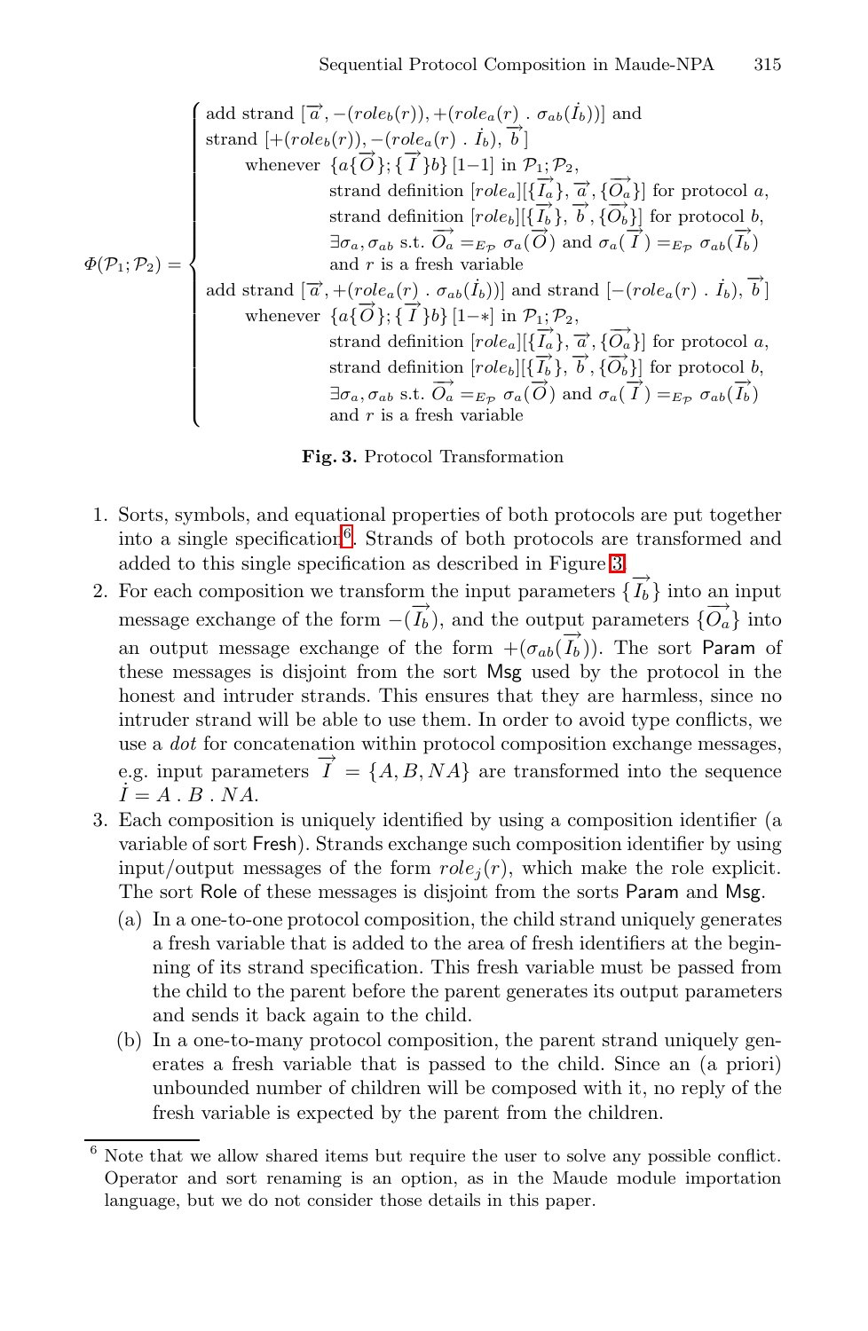$$
\Phi(\mathcal{P}_1;\mathcal{P}_2) = \begin{cases}
\text{add strand } [\overrightarrow{a}, -(role_b(r)), +(role_a(r)\ .\ \sigma_{ab}(\dot{I}_b))] \text{ and} \\
\text{strand } [+(role_b(r)), -(role_a(r)\ .\ \dot{I}_b), \overrightarrow{b}\,] \\
\quad\quad \text{whenever } \{a\{\overrightarrow{O}\}; \{\overrightarrow{I}\}b\}\,[1\text{--}1] \text{ in } \mathcal{P}_1;\mathcal{P}_2, \\
\quad\quad\quad\quad \text{strand definition } [role_a][\{\overrightarrow{I_a}\}, \overrightarrow{a}, \{\overrightarrow{O_a}\}] \text{ for protocol } a, \\
\quad\quad\quad\quad \text{strand definition } [role_b][\{\overrightarrow{I_b}\}, \overrightarrow{b}, \{\overrightarrow{O_b}\}] \text{ for protocol } b, \\
\quad\quad\quad\quad \exists \sigma_a, \sigma_{ab} \text{ s.t. } \overrightarrow{O_a} =_{E_\mathcal{P}} \sigma_a(\overrightarrow{O}) \text{ and } \sigma_a(\overrightarrow{I}\,) =_{E_\mathcal{P}} \sigma_{ab}(\overrightarrow{I_b}) \\
\quad\quad\quad\quad \text{and } r \text{ is a fresh variable} \\
\text{add strand } [\overrightarrow{a}, +(role_a(r)\ .\ \sigma_{ab}(\dot{I}_b))] \text{ and strand } [-(role_a(r)\ .\ \dot{I}_b), \overrightarrow{b}\,] \\
\quad\quad \text{whenever } \{a\{\overrightarrow{O}\}; \{\overrightarrow{I}\}b\}\,[1\text{--}*] \text{ in } \mathcal{P}_1;\mathcal{P}_2, \\
\quad\quad\quad\quad \text{strand definition } [role_a][\{\overrightarrow{I_a}\}, \overrightarrow{a}, \{\overrightarrow{O_a}\}] \text{ for protocol } a, \\
\quad\quad\quad\quad \text{strand definition } [role_b][\{\overrightarrow{I_b}\}, \overrightarrow{b}, \{\overrightarrow{O_b}\}] \text{ for protocol } b, \\
\quad\quad\quad\quad \exists \sigma_a, \sigma_{ab} \text{ s.t. } \overrightarrow{O_a} =_{E_\mathcal{P}} \sigma_a(\overrightarrow{O}) \text{ and } \sigma_a(\overrightarrow{I}\,) =_{E_\mathcal{P}} \sigma_{ab}(\overrightarrow{I_b}) \\
\quad\quad\quad\quad \text{and } r \text{ is a fresh variable}
\end{cases}
$$

**Fig. 3.** Protocol Transformation

1. Sorts, symbols, and equational properties of both protocols are put together into a single specification[6]. Strands of both protocols are transformed and added to this single specification as described in Figure 3.
2. For each composition we transform the input parameters $\{\overrightarrow{I_b}\}$ into an input message exchange of the form $-(\overrightarrow{I_b})$, and the output parameters $\{\overrightarrow{O_a}\}$ into an output message exchange of the form $+(\sigma_{ab}(\overrightarrow{I_b}))$. The sort Param of these messages is disjoint from the sort Msg used by the protocol in the honest and intruder strands. This ensures that they are harmless, since no intruder strand will be able to use them. In order to avoid type conflicts, we use a *dot* for concatenation within protocol composition exchange messages, e.g. input parameters $\overrightarrow{I} = \{A, B, NA\}$ are transformed into the sequence $\dot{I} = A\ .\ B\ .\ NA$.
3. Each composition is uniquely identified by using a composition identifier (a variable of sort Fresh). Strands exchange such composition identifier by using input/output messages of the form $role_j(r)$, which make the role explicit. The sort Role of these messages is disjoint from the sorts Param and Msg.
   (a) In a one-to-one protocol composition, the child strand uniquely generates a fresh variable that is added to the area of fresh identifiers at the beginning of its strand specification. This fresh variable must be passed from the child to the parent before the parent generates its output parameters and sends it back again to the child.
   (b) In a one-to-many protocol composition, the parent strand uniquely generates a fresh variable that is passed to the child. Since an (a priori) unbounded number of children will be composed with it, no reply of the fresh variable is expected by the parent from the children.

[6] Note that we allow shared items but require the user to solve any possible conflict. Operator and sort renaming is an option, as in the Maude module importation language, but we do not consider those details in this paper.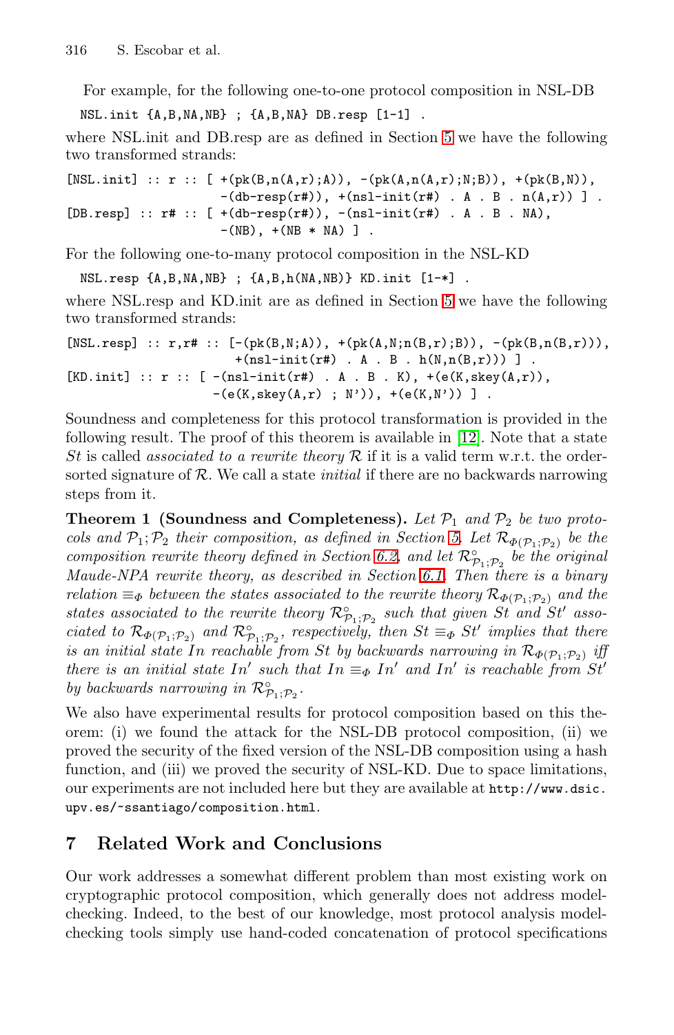For example, for the following one-to-one protocol composition in NSL-DB

```
NSL.init {A,B,NA,NB} ; {A,B,NA} DB.resp [1-1] .
```

where NSL.init and DB.resp are as defined in Section 5 we have the following two transformed strands:

```
[NSL.init] :: r :: [ +(pk(B,n(A,r);A)), -(pk(A,n(A,r);N;B)), +(pk(B,N)),
                     -(db-resp(r#)), +(nsl-init(r#) . A . B . n(A,r)) ] .
[DB.resp] :: r# :: [ +(db-resp(r#)), -(nsl-init(r#) . A . B . NA),
                     -(NB), +(NB * NA) ] .
```

For the following one-to-many protocol composition in the NSL-KD

```
NSL.resp {A,B,NA,NB} ; {A,B,h(NA,NB)} KD.init [1-*] .
```

where NSL.resp and KD.init are as defined in Section 5 we have the following two transformed strands:

```
[NSL.resp] :: r,r# :: [-(pk(B,N;A)), +(pk(A,N;n(B,r);B)), -(pk(B,n(B,r))),
                       +(nsl-init(r#) . A . B . h(N,n(B,r))) ] .
[KD.init] :: r :: [ -(nsl-init(r#) . A . B . K), +(e(K,skey(A,r)),
                    -(e(K,skey(A,r) ; N')), +(e(K,N')) ] .
```

Soundness and completeness for this protocol transformation is provided in the following result. The proof of this theorem is available in [12]. Note that a state *St* is called *associated to a rewrite theory* $\mathcal{R}$ if it is a valid term w.r.t. the order-sorted signature of $\mathcal{R}$. We call a state *initial* if there are no backwards narrowing steps from it.

**Theorem 1 (Soundness and Completeness).** *Let $\mathcal{P}_1$ and $\mathcal{P}_2$ be two protocols and $\mathcal{P}_1;\mathcal{P}_2$ their composition, as defined in Section 5. Let $\mathcal{R}_{\Phi(\mathcal{P}_1;\mathcal{P}_2)}$ be the composition rewrite theory defined in Section 6.2, and let $\mathcal{R}^{\circ}_{\mathcal{P}_1;\mathcal{P}_2}$ be the original Maude-NPA rewrite theory, as described in Section 6.1. Then there is a binary relation $\equiv_\Phi$ between the states associated to the rewrite theory $\mathcal{R}_{\Phi(\mathcal{P}_1;\mathcal{P}_2)}$ and the states associated to the rewrite theory $\mathcal{R}^{\circ}_{\mathcal{P}_1;\mathcal{P}_2}$ such that given $St$ and $St'$ associated to $\mathcal{R}_{\Phi(\mathcal{P}_1;\mathcal{P}_2)}$ and $\mathcal{R}^{\circ}_{\mathcal{P}_1;\mathcal{P}_2}$, respectively, then $St \equiv_\Phi St'$ implies that there is an initial state $In$ reachable from $St$ by backwards narrowing in $\mathcal{R}_{\Phi(\mathcal{P}_1;\mathcal{P}_2)}$ iff there is an initial state $In'$ such that $In \equiv_\Phi In'$ and $In'$ is reachable from $St'$ by backwards narrowing in $\mathcal{R}^{\circ}_{\mathcal{P}_1;\mathcal{P}_2}$.*

We also have experimental results for protocol composition based on this theorem: (i) we found the attack for the NSL-DB protocol composition, (ii) we proved the security of the fixed version of the NSL-DB composition using a hash function, and (iii) we proved the security of NSL-KD. Due to space limitations, our experiments are not included here but they are available at `http://www.dsic.upv.es/~ssantiago/composition.html`.

## 7 Related Work and Conclusions

Our work addresses a somewhat different problem than most existing work on cryptographic protocol composition, which generally does not address model-checking. Indeed, to the best of our knowledge, most protocol analysis model-checking tools simply use hand-coded concatenation of protocol specifications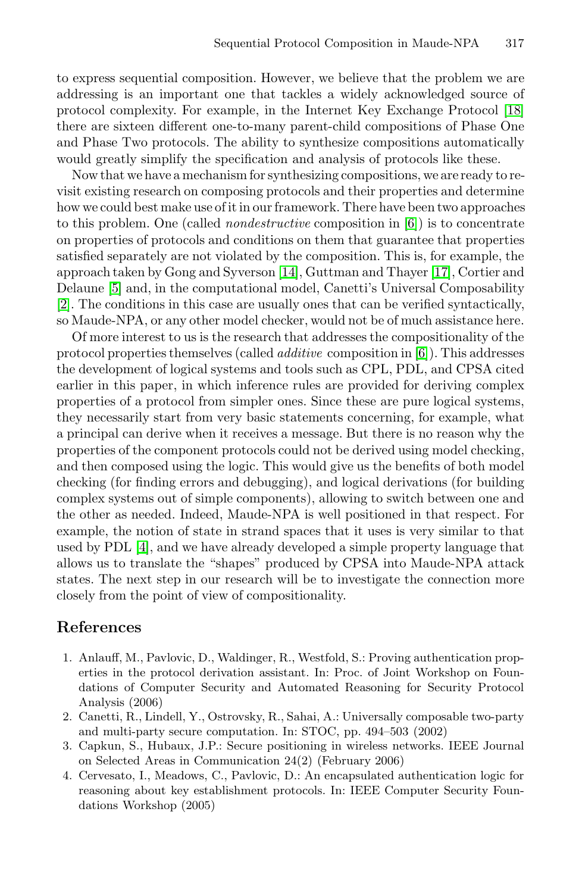to express sequential composition. However, we believe that the problem we are addressing is an important one that tackles a widely acknowledged source of protocol complexity. For example, in the Internet Key Exchange Protocol [18] there are sixteen different one-to-many parent-child compositions of Phase One and Phase Two protocols. The ability to synthesize compositions automatically would greatly simplify the specification and analysis of protocols like these.

Now that we have a mechanism for synthesizing compositions, we are ready to revisit existing research on composing protocols and their properties and determine how we could best make use of it in our framework. There have been two approaches to this problem. One (called *nondestructive* composition in [6]) is to concentrate on properties of protocols and conditions on them that guarantee that properties satisfied separately are not violated by the composition. This is, for example, the approach taken by Gong and Syverson [14], Guttman and Thayer [17], Cortier and Delaune [5] and, in the computational model, Canetti's Universal Composability [2]. The conditions in this case are usually ones that can be verified syntactically, so Maude-NPA, or any other model checker, would not be of much assistance here.

Of more interest to us is the research that addresses the compositionality of the protocol properties themselves (called *additive* composition in [6]). This addresses the development of logical systems and tools such as CPL, PDL, and CPSA cited earlier in this paper, in which inference rules are provided for deriving complex properties of a protocol from simpler ones. Since these are pure logical systems, they necessarily start from very basic statements concerning, for example, what a principal can derive when it receives a message. But there is no reason why the properties of the component protocols could not be derived using model checking, and then composed using the logic. This would give us the benefits of both model checking (for finding errors and debugging), and logical derivations (for building complex systems out of simple components), allowing to switch between one and the other as needed. Indeed, Maude-NPA is well positioned in that respect. For example, the notion of state in strand spaces that it uses is very similar to that used by PDL [4], and we have already developed a simple property language that allows us to translate the "shapes" produced by CPSA into Maude-NPA attack states. The next step in our research will be to investigate the connection more closely from the point of view of compositionality.

## References

1. Anlauff, M., Pavlovic, D., Waldinger, R., Westfold, S.: Proving authentication properties in the protocol derivation assistant. In: Proc. of Joint Workshop on Foundations of Computer Security and Automated Reasoning for Security Protocol Analysis (2006)
2. Canetti, R., Lindell, Y., Ostrovsky, R., Sahai, A.: Universally composable two-party and multi-party secure computation. In: STOC, pp. 494–503 (2002)
3. Capkun, S., Hubaux, J.P.: Secure positioning in wireless networks. IEEE Journal on Selected Areas in Communication 24(2) (February 2006)
4. Cervesato, I., Meadows, C., Pavlovic, D.: An encapsulated authentication logic for reasoning about key establishment protocols. In: IEEE Computer Security Foundations Workshop (2005)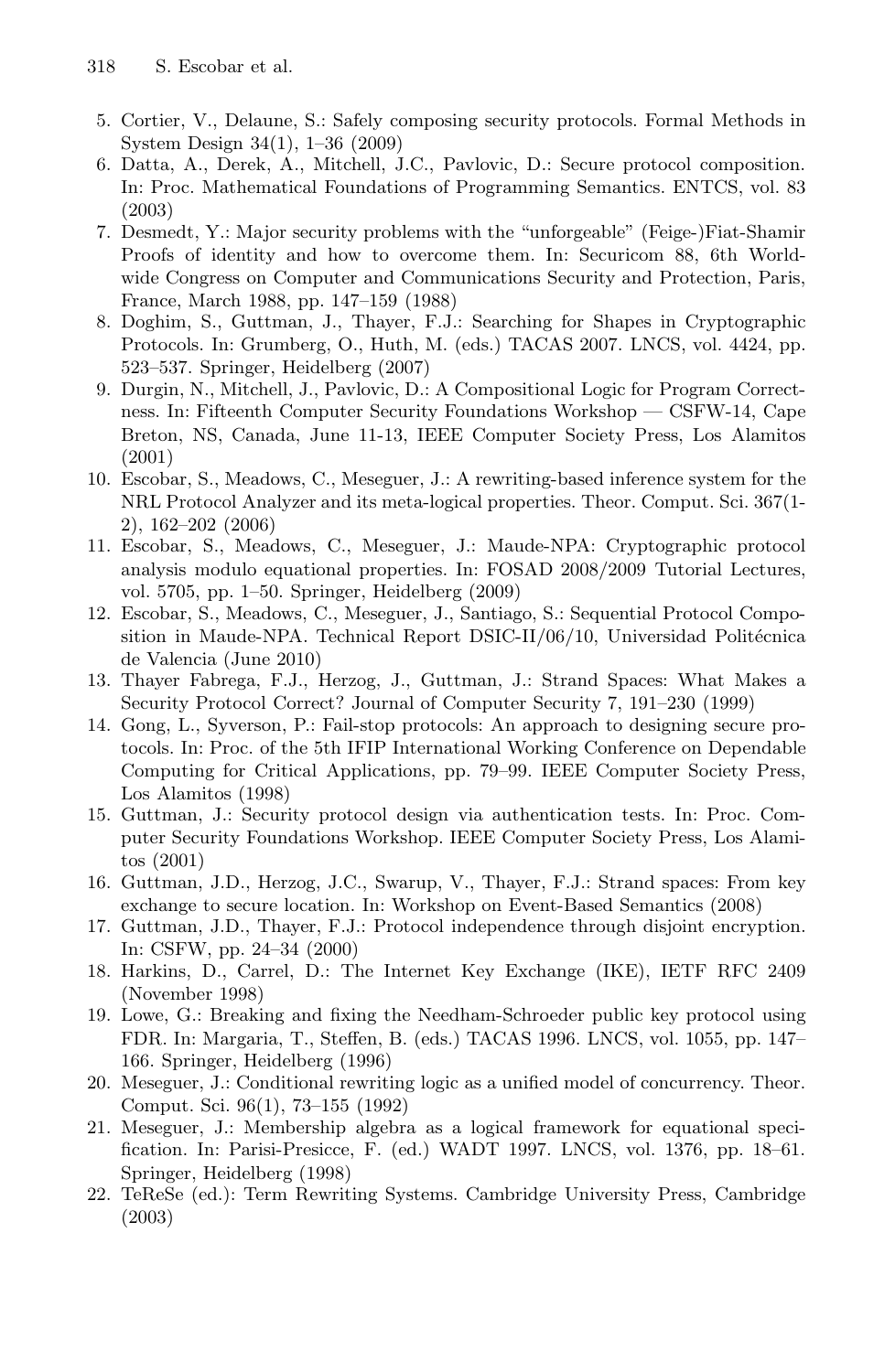5. Cortier, V., Delaune, S.: Safely composing security protocols. Formal Methods in System Design 34(1), 1–36 (2009)
6. Datta, A., Derek, A., Mitchell, J.C., Pavlovic, D.: Secure protocol composition. In: Proc. Mathematical Foundations of Programming Semantics. ENTCS, vol. 83 (2003)
7. Desmedt, Y.: Major security problems with the "unforgeable" (Feige-)Fiat-Shamir Proofs of identity and how to overcome them. In: Securicom 88, 6th Worldwide Congress on Computer and Communications Security and Protection, Paris, France, March 1988, pp. 147–159 (1988)
8. Doghim, S., Guttman, J., Thayer, F.J.: Searching for Shapes in Cryptographic Protocols. In: Grumberg, O., Huth, M. (eds.) TACAS 2007. LNCS, vol. 4424, pp. 523–537. Springer, Heidelberg (2007)
9. Durgin, N., Mitchell, J., Pavlovic, D.: A Compositional Logic for Program Correctness. In: Fifteenth Computer Security Foundations Workshop — CSFW-14, Cape Breton, NS, Canada, June 11-13, IEEE Computer Society Press, Los Alamitos (2001)
10. Escobar, S., Meadows, C., Meseguer, J.: A rewriting-based inference system for the NRL Protocol Analyzer and its meta-logical properties. Theor. Comput. Sci. 367(1-2), 162–202 (2006)
11. Escobar, S., Meadows, C., Meseguer, J.: Maude-NPA: Cryptographic protocol analysis modulo equational properties. In: FOSAD 2008/2009 Tutorial Lectures, vol. 5705, pp. 1–50. Springer, Heidelberg (2009)
12. Escobar, S., Meadows, C., Meseguer, J., Santiago, S.: Sequential Protocol Composition in Maude-NPA. Technical Report DSIC-II/06/10, Universidad Politécnica de Valencia (June 2010)
13. Thayer Fabrega, F.J., Herzog, J., Guttman, J.: Strand Spaces: What Makes a Security Protocol Correct? Journal of Computer Security 7, 191–230 (1999)
14. Gong, L., Syverson, P.: Fail-stop protocols: An approach to designing secure protocols. In: Proc. of the 5th IFIP International Working Conference on Dependable Computing for Critical Applications, pp. 79–99. IEEE Computer Society Press, Los Alamitos (1998)
15. Guttman, J.: Security protocol design via authentication tests. In: Proc. Computer Security Foundations Workshop. IEEE Computer Society Press, Los Alamitos (2001)
16. Guttman, J.D., Herzog, J.C., Swarup, V., Thayer, F.J.: Strand spaces: From key exchange to secure location. In: Workshop on Event-Based Semantics (2008)
17. Guttman, J.D., Thayer, F.J.: Protocol independence through disjoint encryption. In: CSFW, pp. 24–34 (2000)
18. Harkins, D., Carrel, D.: The Internet Key Exchange (IKE), IETF RFC 2409 (November 1998)
19. Lowe, G.: Breaking and fixing the Needham-Schroeder public key protocol using FDR. In: Margaria, T., Steffen, B. (eds.) TACAS 1996. LNCS, vol. 1055, pp. 147–166. Springer, Heidelberg (1996)
20. Meseguer, J.: Conditional rewriting logic as a unified model of concurrency. Theor. Comput. Sci. 96(1), 73–155 (1992)
21. Meseguer, J.: Membership algebra as a logical framework for equational specification. In: Parisi-Presicce, F. (ed.) WADT 1997. LNCS, vol. 1376, pp. 18–61. Springer, Heidelberg (1998)
22. TeReSe (ed.): Term Rewriting Systems. Cambridge University Press, Cambridge (2003)